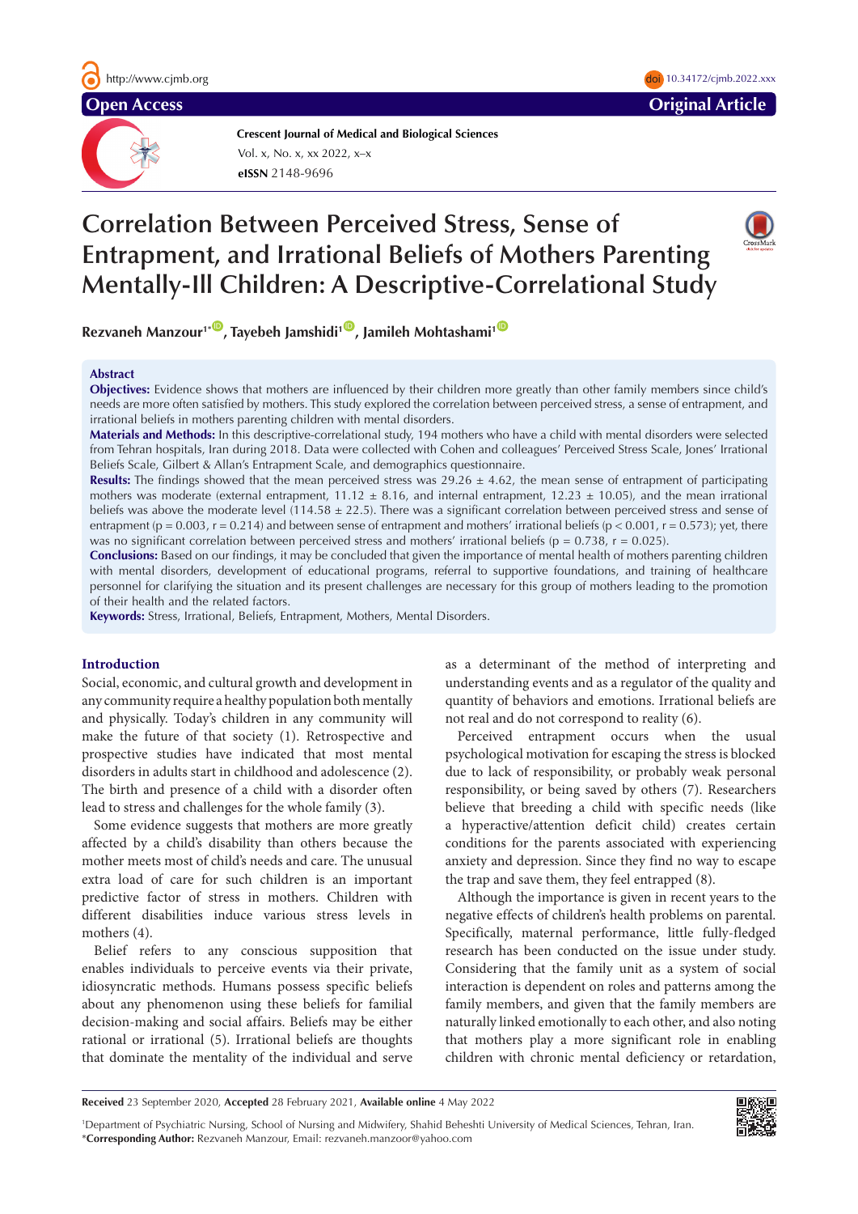Original Article

# Correlation Between Perceived Stress, Sense of Entrapment, and Irrational Beliefs of Mothers Parenting Mentally-Ill Children: A Descriptive-Correlational Study

**Rezvaneh Manzour[1*], Tayebeh Jamshidi[1], Jamileh Mohtashami[1]**

## Abstract

**Objectives:** Evidence shows that mothers are influenced by their children more greatly than other family members since child's needs are more often satisfied by mothers. This study explored the correlation between perceived stress, a sense of entrapment, and irrational beliefs in mothers parenting children with mental disorders.

**Materials and Methods:** In this descriptive-correlational study, 194 mothers who have a child with mental disorders were selected from Tehran hospitals, Iran during 2018. Data were collected with Cohen and colleagues' Perceived Stress Scale, Jones' Irrational Beliefs Scale, Gilbert & Allan's Entrapment Scale, and demographics questionnaire.

**Results:** The findings showed that the mean perceived stress was 29.26 ± 4.62, the mean sense of entrapment of participating mothers was moderate (external entrapment, 11.12 ± 8.16, and internal entrapment, 12.23 ± 10.05), and the mean irrational beliefs was above the moderate level (114.58 ± 22.5). There was a significant correlation between perceived stress and sense of entrapment ($p = 0.003$, $r = 0.214$) and between sense of entrapment and mothers' irrational beliefs ($p < 0.001$, $r = 0.573$); yet, there was no significant correlation between perceived stress and mothers' irrational beliefs ($p = 0.738$, $r = 0.025$).

**Conclusions:** Based on our findings, it may be concluded that given the importance of mental health of mothers parenting children with mental disorders, development of educational programs, referral to supportive foundations, and training of healthcare personnel for clarifying the situation and its present challenges are necessary for this group of mothers leading to the promotion of their health and the related factors.

**Keywords:** Stress, Irrational, Beliefs, Entrapment, Mothers, Mental Disorders.

## Introduction

Social, economic, and cultural growth and development in any community require a healthy population both mentally and physically. Today's children in any community will make the future of that society (1). Retrospective and prospective studies have indicated that most mental disorders in adults start in childhood and adolescence (2). The birth and presence of a child with a disorder often lead to stress and challenges for the whole family (3).

Some evidence suggests that mothers are more greatly affected by a child's disability than others because the mother meets most of child's needs and care. The unusual extra load of care for such children is an important predictive factor of stress in mothers. Children with different disabilities induce various stress levels in mothers (4).

Belief refers to any conscious supposition that enables individuals to perceive events via their private, idiosyncratic methods. Humans possess specific beliefs about any phenomenon using these beliefs for familial decision-making and social affairs. Beliefs may be either rational or irrational (5). Irrational beliefs are thoughts that dominate the mentality of the individual and serve as a determinant of the method of interpreting and understanding events and as a regulator of the quality and quantity of behaviors and emotions. Irrational beliefs are not real and do not correspond to reality (6).

Perceived entrapment occurs when the usual psychological motivation for escaping the stress is blocked due to lack of responsibility, or probably weak personal responsibility, or being saved by others (7). Researchers believe that breeding a child with specific needs (like a hyperactive/attention deficit child) creates certain conditions for the parents associated with experiencing anxiety and depression. Since they find no way to escape the trap and save them, they feel entrapped (8).

Although the importance is given in recent years to the negative effects of children's health problems on parental. Specifically, maternal performance, little fully-fledged research has been conducted on the issue under study. Considering that the family unit as a system of social interaction is dependent on roles and patterns among the family members, and given that the family members are naturally linked emotionally to each other, and also noting that mothers play a more significant role in enabling children with chronic mental deficiency or retardation,

**Received** 23 September 2020, **Accepted** 28 February 2021, **Available online** 4 May 2022

[1]Department of Psychiatric Nursing, School of Nursing and Midwifery, Shahid Beheshti University of Medical Sciences, Tehran, Iran.
*Corresponding Author: Rezvaneh Manzour, Email: rezvaneh.manzoor@yahoo.com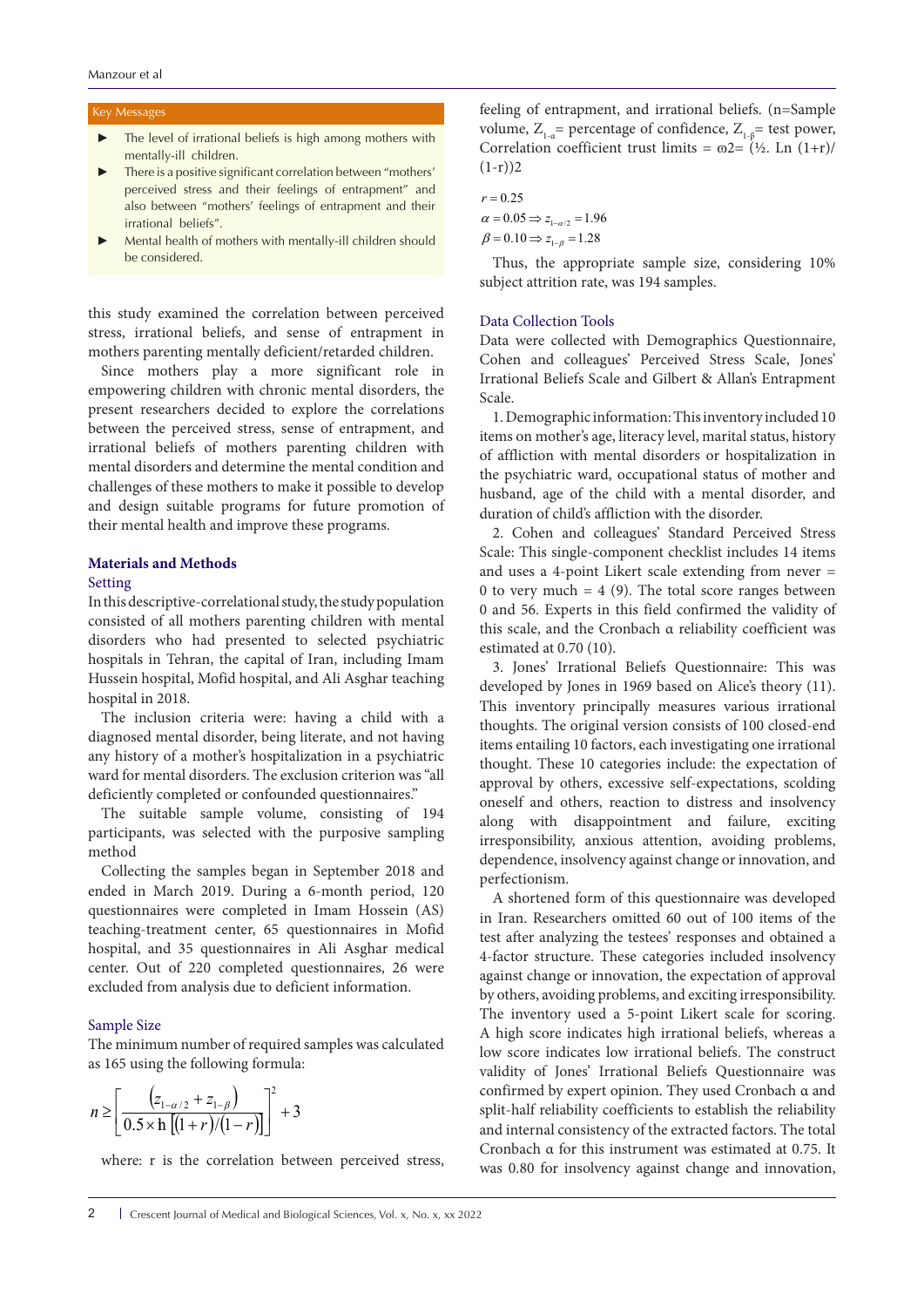## Key Messages

- The level of irrational beliefs is high among mothers with mentally-ill children.
- There is a positive significant correlation between "mothers' perceived stress and their feelings of entrapment" and also between "mothers' feelings of entrapment and their irrational beliefs".
- Mental health of mothers with mentally-ill children should be considered.

this study examined the correlation between perceived stress, irrational beliefs, and sense of entrapment in mothers parenting mentally deficient/retarded children.

Since mothers play a more significant role in empowering children with chronic mental disorders, the present researchers decided to explore the correlations between the perceived stress, sense of entrapment, and irrational beliefs of mothers parenting children with mental disorders and determine the mental condition and challenges of these mothers to make it possible to develop and design suitable programs for future promotion of their mental health and improve these programs.

## Materials and Methods

### Setting

In this descriptive-correlational study, the study population consisted of all mothers parenting children with mental disorders who had presented to selected psychiatric hospitals in Tehran, the capital of Iran, including Imam Hussein hospital, Mofid hospital, and Ali Asghar teaching hospital in 2018.

The inclusion criteria were: having a child with a diagnosed mental disorder, being literate, and not having any history of a mother's hospitalization in a psychiatric ward for mental disorders. The exclusion criterion was "all deficiently completed or confounded questionnaires."

The suitable sample volume, consisting of 194 participants, was selected with the purposive sampling method

Collecting the samples began in September 2018 and ended in March 2019. During a 6-month period, 120 questionnaires were completed in Imam Hossein (AS) teaching-treatment center, 65 questionnaires in Mofid hospital, and 35 questionnaires in Ali Asghar medical center. Out of 220 completed questionnaires, 26 were excluded from analysis due to deficient information.

### Sample Size

The minimum number of required samples was calculated as 165 using the following formula:

$$n \geq \left[ \frac{\left(z_{1-\alpha/2} + z_{1-\beta}\right)}{0.5 \times \text{h} \left[(1+r)/(1-r)\right]} \right]^2 + 3$$

where: r is the correlation between perceived stress, feeling of entrapment, and irrational beliefs. (n=Sample volume, $Z_{1-\alpha}$= percentage of confidence, $Z_{1-\beta}$= test power, Correlation coefficient trust limits = ϖ2= (½. Ln (1+r)/(1-r))2

$$r = 0.25$$
$$\alpha = 0.05 \Rightarrow z_{1-\alpha/2} = 1.96$$
$$\beta = 0.10 \Rightarrow z_{1-\beta} = 1.28$$

Thus, the appropriate sample size, considering 10% subject attrition rate, was 194 samples.

### Data Collection Tools

Data were collected with Demographics Questionnaire, Cohen and colleagues' Perceived Stress Scale, Jones' Irrational Beliefs Scale and Gilbert & Allan's Entrapment Scale.

1. Demographic information: This inventory included 10 items on mother's age, literacy level, marital status, history of affliction with mental disorders or hospitalization in the psychiatric ward, occupational status of mother and husband, age of the child with a mental disorder, and duration of child's affliction with the disorder.

2. Cohen and colleagues' Standard Perceived Stress Scale: This single-component checklist includes 14 items and uses a 4-point Likert scale extending from never = 0 to very much = 4 (9). The total score ranges between 0 and 56. Experts in this field confirmed the validity of this scale, and the Cronbach α reliability coefficient was estimated at 0.70 (10).

3. Jones' Irrational Beliefs Questionnaire: This was developed by Jones in 1969 based on Alice's theory (11). This inventory principally measures various irrational thoughts. The original version consists of 100 closed-end items entailing 10 factors, each investigating one irrational thought. These 10 categories include: the expectation of approval by others, excessive self-expectations, scolding oneself and others, reaction to distress and insolvency along with disappointment and failure, exciting irresponsibility, anxious attention, avoiding problems, dependence, insolvency against change or innovation, and perfectionism.

A shortened form of this questionnaire was developed in Iran. Researchers omitted 60 out of 100 items of the test after analyzing the testees' responses and obtained a 4-factor structure. These categories included insolvency against change or innovation, the expectation of approval by others, avoiding problems, and exciting irresponsibility. The inventory used a 5-point Likert scale for scoring. A high score indicates high irrational beliefs, whereas a low score indicates low irrational beliefs. The construct validity of Jones' Irrational Beliefs Questionnaire was confirmed by expert opinion. They used Cronbach α and split-half reliability coefficients to establish the reliability and internal consistency of the extracted factors. The total Cronbach α for this instrument was estimated at 0.75. It was 0.80 for insolvency against change and innovation,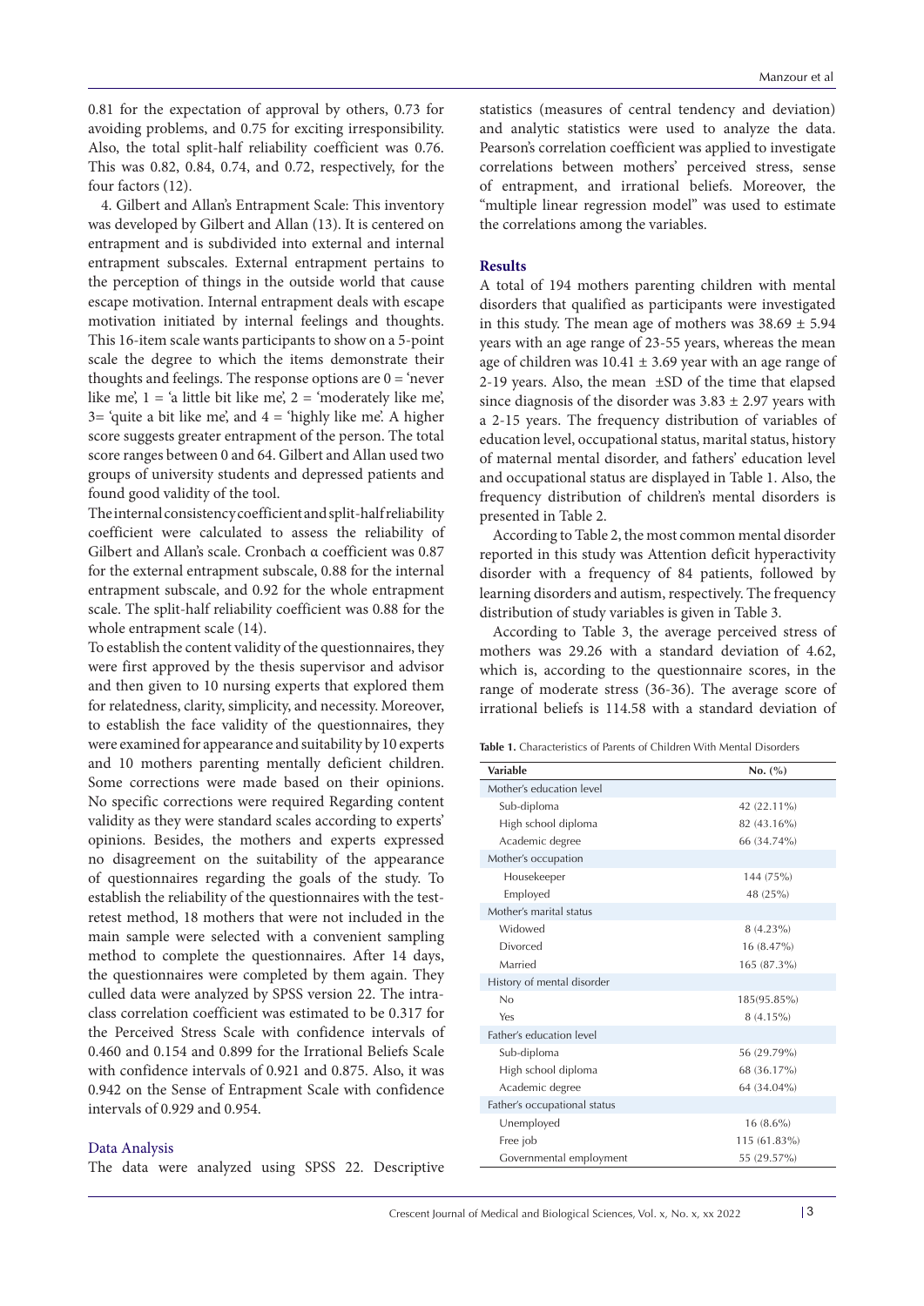0.81 for the expectation of approval by others, 0.73 for avoiding problems, and 0.75 for exciting irresponsibility. Also, the total split-half reliability coefficient was 0.76. This was 0.82, 0.84, 0.74, and 0.72, respectively, for the four factors (12).

4. Gilbert and Allan's Entrapment Scale: This inventory was developed by Gilbert and Allan (13). It is centered on entrapment and is subdivided into external and internal entrapment subscales. External entrapment pertains to the perception of things in the outside world that cause escape motivation. Internal entrapment deals with escape motivation initiated by internal feelings and thoughts. This 16-item scale wants participants to show on a 5-point scale the degree to which the items demonstrate their thoughts and feelings. The response options are 0 = 'never like me', 1 = 'a little bit like me', 2 = 'moderately like me', 3= 'quite a bit like me', and 4 = 'highly like me'. A higher score suggests greater entrapment of the person. The total score ranges between 0 and 64. Gilbert and Allan used two groups of university students and depressed patients and found good validity of the tool.

The internal consistency coefficient and split-half reliability coefficient were calculated to assess the reliability of Gilbert and Allan's scale. Cronbach α coefficient was 0.87 for the external entrapment subscale, 0.88 for the internal entrapment subscale, and 0.92 for the whole entrapment scale. The split-half reliability coefficient was 0.88 for the whole entrapment scale (14).

To establish the content validity of the questionnaires, they were first approved by the thesis supervisor and advisor and then given to 10 nursing experts that explored them for relatedness, clarity, simplicity, and necessity. Moreover, to establish the face validity of the questionnaires, they were examined for appearance and suitability by 10 experts and 10 mothers parenting mentally deficient children. Some corrections were made based on their opinions. No specific corrections were required Regarding content validity as they were standard scales according to experts' opinions. Besides, the mothers and experts expressed no disagreement on the suitability of the appearance of questionnaires regarding the goals of the study. To establish the reliability of the questionnaires with the test-retest method, 18 mothers that were not included in the main sample were selected with a convenient sampling method to complete the questionnaires. After 14 days, the questionnaires were completed by them again. They culled data were analyzed by SPSS version 22. The intra-class correlation coefficient was estimated to be 0.317 for the Perceived Stress Scale with confidence intervals of 0.460 and 0.154 and 0.899 for the Irrational Beliefs Scale with confidence intervals of 0.921 and 0.875. Also, it was 0.942 on the Sense of Entrapment Scale with confidence intervals of 0.929 and 0.954.

### Data Analysis

The data were analyzed using SPSS 22. Descriptive statistics (measures of central tendency and deviation) and analytic statistics were used to analyze the data. Pearson's correlation coefficient was applied to investigate correlations between mothers' perceived stress, sense of entrapment, and irrational beliefs. Moreover, the "multiple linear regression model" was used to estimate the correlations among the variables.

## Results

A total of 194 mothers parenting children with mental disorders that qualified as participants were investigated in this study. The mean age of mothers was 38.69 ± 5.94 years with an age range of 23-55 years, whereas the mean age of children was 10.41 ± 3.69 year with an age range of 2-19 years. Also, the mean ±SD of the time that elapsed since diagnosis of the disorder was 3.83 ± 2.97 years with a 2-15 years. The frequency distribution of variables of education level, occupational status, marital status, history of maternal mental disorder, and fathers' education level and occupational status are displayed in Table 1. Also, the frequency distribution of children's mental disorders is presented in Table 2.

According to Table 2, the most common mental disorder reported in this study was Attention deficit hyperactivity disorder with a frequency of 84 patients, followed by learning disorders and autism, respectively. The frequency distribution of study variables is given in Table 3.

According to Table 3, the average perceived stress of mothers was 29.26 with a standard deviation of 4.62, which is, according to the questionnaire scores, in the range of moderate stress (36-36). The average score of irrational beliefs is 114.58 with a standard deviation of

**Table 1.** Characteristics of Parents of Children With Mental Disorders

| Variable | No. (%) |
|---|---|
| Mother's education level | |
| Sub-diploma | 42 (22.11%) |
| High school diploma | 82 (43.16%) |
| Academic degree | 66 (34.74%) |
| Mother's occupation | |
| Housekeeper | 144 (75%) |
| Employed | 48 (25%) |
| Mother's marital status | |
| Widowed | 8 (4.23%) |
| Divorced | 16 (8.47%) |
| Married | 165 (87.3%) |
| History of mental disorder | |
| No | 185(95.85%) |
| Yes | 8 (4.15%) |
| Father's education level | |
| Sub-diploma | 56 (29.79%) |
| High school diploma | 68 (36.17%) |
| Academic degree | 64 (34.04%) |
| Father's occupational status | |
| Unemployed | 16 (8.6%) |
| Free job | 115 (61.83%) |
| Governmental employment | 55 (29.57%) |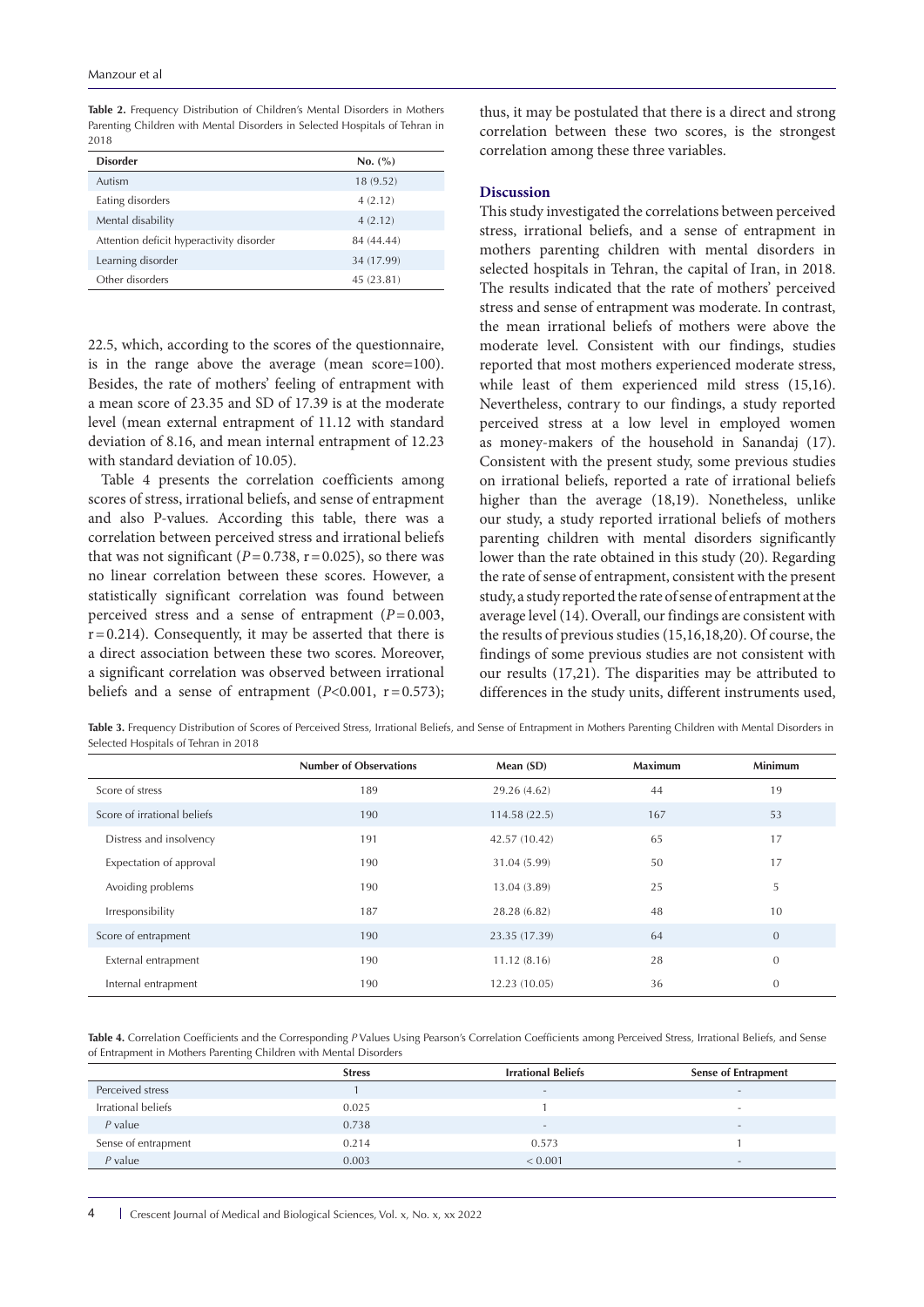**Table 2.** Frequency Distribution of Children's Mental Disorders in Mothers Parenting Children with Mental Disorders in Selected Hospitals of Tehran in 2018

| Disorder | No. (%) |
|---|---|
| Autism | 18 (9.52) |
| Eating disorders | 4 (2.12) |
| Mental disability | 4 (2.12) |
| Attention deficit hyperactivity disorder | 84 (44.44) |
| Learning disorder | 34 (17.99) |
| Other disorders | 45 (23.81) |

22.5, which, according to the scores of the questionnaire, is in the range above the average (mean score=100). Besides, the rate of mothers' feeling of entrapment with a mean score of 23.35 and SD of 17.39 is at the moderate level (mean external entrapment of 11.12 with standard deviation of 8.16, and mean internal entrapment of 12.23 with standard deviation of 10.05).

Table 4 presents the correlation coefficients among scores of stress, irrational beliefs, and sense of entrapment and also P-values. According this table, there was a correlation between perceived stress and irrational beliefs that was not significant ($P=0.738$, $r=0.025$), so there was no linear correlation between these scores. However, a statistically significant correlation was found between perceived stress and a sense of entrapment ($P=0.003$, $r=0.214$). Consequently, it may be asserted that there is a direct association between these two scores. Moreover, a significant correlation was observed between irrational beliefs and a sense of entrapment ($P<0.001$, $r=0.573$); thus, it may be postulated that there is a direct and strong correlation between these two scores, is the strongest correlation among these three variables.

## Discussion

This study investigated the correlations between perceived stress, irrational beliefs, and a sense of entrapment in mothers parenting children with mental disorders in selected hospitals in Tehran, the capital of Iran, in 2018. The results indicated that the rate of mothers' perceived stress and sense of entrapment was moderate. In contrast, the mean irrational beliefs of mothers were above the moderate level. Consistent with our findings, studies reported that most mothers experienced moderate stress, while least of them experienced mild stress (15,16). Nevertheless, contrary to our findings, a study reported perceived stress at a low level in employed women as money-makers of the household in Sanandaj (17). Consistent with the present study, some previous studies on irrational beliefs, reported a rate of irrational beliefs higher than the average (18,19). Nonetheless, unlike our study, a study reported irrational beliefs of mothers parenting children with mental disorders significantly lower than the rate obtained in this study (20). Regarding the rate of sense of entrapment, consistent with the present study, a study reported the rate of sense of entrapment at the average level (14). Overall, our findings are consistent with the results of previous studies (15,16,18,20). Of course, the findings of some previous studies are not consistent with our results (17,21). The disparities may be attributed to differences in the study units, different instruments used,

**Table 3.** Frequency Distribution of Scores of Perceived Stress, Irrational Beliefs, and Sense of Entrapment in Mothers Parenting Children with Mental Disorders in Selected Hospitals of Tehran in 2018

| | Number of Observations | Mean (SD) | Maximum | Minimum |
|---|---|---|---|---|
| Score of stress | 189 | 29.26 (4.62) | 44 | 19 |
| Score of irrational beliefs | 190 | 114.58 (22.5) | 167 | 53 |
| Distress and insolvency | 191 | 42.57 (10.42) | 65 | 17 |
| Expectation of approval | 190 | 31.04 (5.99) | 50 | 17 |
| Avoiding problems | 190 | 13.04 (3.89) | 25 | 5 |
| Irresponsibility | 187 | 28.28 (6.82) | 48 | 10 |
| Score of entrapment | 190 | 23.35 (17.39) | 64 | 0 |
| External entrapment | 190 | 11.12 (8.16) | 28 | 0 |
| Internal entrapment | 190 | 12.23 (10.05) | 36 | 0 |

**Table 4.** Correlation Coefficients and the Corresponding *P* Values Using Pearson's Correlation Coefficients among Perceived Stress, Irrational Beliefs, and Sense of Entrapment in Mothers Parenting Children with Mental Disorders

| | Stress | Irrational Beliefs | Sense of Entrapment |
|---|---|---|---|
| Perceived stress | 1 | - | - |
| Irrational beliefs | 0.025 | 1 | - |
| *P* value | 0.738 | - | - |
| Sense of entrapment | 0.214 | 0.573 | 1 |
| *P* value | 0.003 | < 0.001 | - |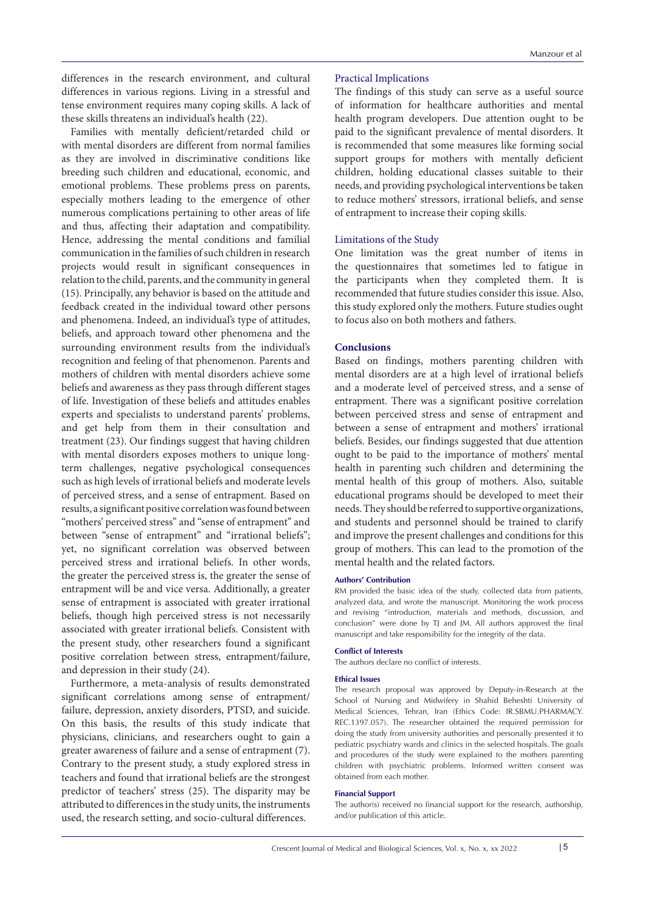differences in the research environment, and cultural differences in various regions. Living in a stressful and tense environment requires many coping skills. A lack of these skills threatens an individual's health (22).

Families with mentally deficient/retarded child or with mental disorders are different from normal families as they are involved in discriminative conditions like breeding such children and educational, economic, and emotional problems. These problems press on parents, especially mothers leading to the emergence of other numerous complications pertaining to other areas of life and thus, affecting their adaptation and compatibility. Hence, addressing the mental conditions and familial communication in the families of such children in research projects would result in significant consequences in relation to the child, parents, and the community in general (15). Principally, any behavior is based on the attitude and feedback created in the individual toward other persons and phenomena. Indeed, an individual's type of attitudes, beliefs, and approach toward other phenomena and the surrounding environment results from the individual's recognition and feeling of that phenomenon. Parents and mothers of children with mental disorders achieve some beliefs and awareness as they pass through different stages of life. Investigation of these beliefs and attitudes enables experts and specialists to understand parents' problems, and get help from them in their consultation and treatment (23). Our findings suggest that having children with mental disorders exposes mothers to unique long-term challenges, negative psychological consequences such as high levels of irrational beliefs and moderate levels of perceived stress, and a sense of entrapment. Based on results, a significant positive correlation was found between "mothers' perceived stress" and "sense of entrapment" and between "sense of entrapment" and "irrational beliefs"; yet, no significant correlation was observed between perceived stress and irrational beliefs. In other words, the greater the perceived stress is, the greater the sense of entrapment will be and vice versa. Additionally, a greater sense of entrapment is associated with greater irrational beliefs, though high perceived stress is not necessarily associated with greater irrational beliefs. Consistent with the present study, other researchers found a significant positive correlation between stress, entrapment/failure, and depression in their study (24).

Furthermore, a meta-analysis of results demonstrated significant correlations among sense of entrapment/failure, depression, anxiety disorders, PTSD, and suicide. On this basis, the results of this study indicate that physicians, clinicians, and researchers ought to gain a greater awareness of failure and a sense of entrapment (7). Contrary to the present study, a study explored stress in teachers and found that irrational beliefs are the strongest predictor of teachers' stress (25). The disparity may be attributed to differences in the study units, the instruments used, the research setting, and socio-cultural differences.

### Practical Implications

The findings of this study can serve as a useful source of information for healthcare authorities and mental health program developers. Due attention ought to be paid to the significant prevalence of mental disorders. It is recommended that some measures like forming social support groups for mothers with mentally deficient children, holding educational classes suitable to their needs, and providing psychological interventions be taken to reduce mothers' stressors, irrational beliefs, and sense of entrapment to increase their coping skills.

### Limitations of the Study

One limitation was the great number of items in the questionnaires that sometimes led to fatigue in the participants when they completed them. It is recommended that future studies consider this issue. Also, this study explored only the mothers. Future studies ought to focus also on both mothers and fathers.

## Conclusions

Based on findings, mothers parenting children with mental disorders are at a high level of irrational beliefs and a moderate level of perceived stress, and a sense of entrapment. There was a significant positive correlation between perceived stress and sense of entrapment and between a sense of entrapment and mothers' irrational beliefs. Besides, our findings suggested that due attention ought to be paid to the importance of mothers' mental health in parenting such children and determining the mental health of this group of mothers. Also, suitable educational programs should be developed to meet their needs. They should be referred to supportive organizations, and students and personnel should be trained to clarify and improve the present challenges and conditions for this group of mothers. This can lead to the promotion of the mental health and the related factors.

#### Authors' Contribution

RM provided the basic idea of the study, collected data from patients, analyzed data, and wrote the manuscript. Monitoring the work process and revising "introduction, materials and methods, discussion, and conclusion" were done by TJ and JM. All authors approved the final manuscript and take responsibility for the integrity of the data.

#### Conflict of Interests

The authors declare no conflict of interests.

#### Ethical Issues

The research proposal was approved by Deputy-in-Research at the School of Nursing and Midwifery in Shahid Beheshti University of Medical Sciences, Tehran, Iran (Ethics Code: IR.SBMU.PHARMACY.REC.1397.057). The researcher obtained the required permission for doing the study from university authorities and personally presented it to pediatric psychiatry wards and clinics in the selected hospitals. The goals and procedures of the study were explained to the mothers parenting children with psychiatric problems. Informed written consent was obtained from each mother.

#### Financial Support

The author(s) received no financial support for the research, authorship, and/or publication of this article.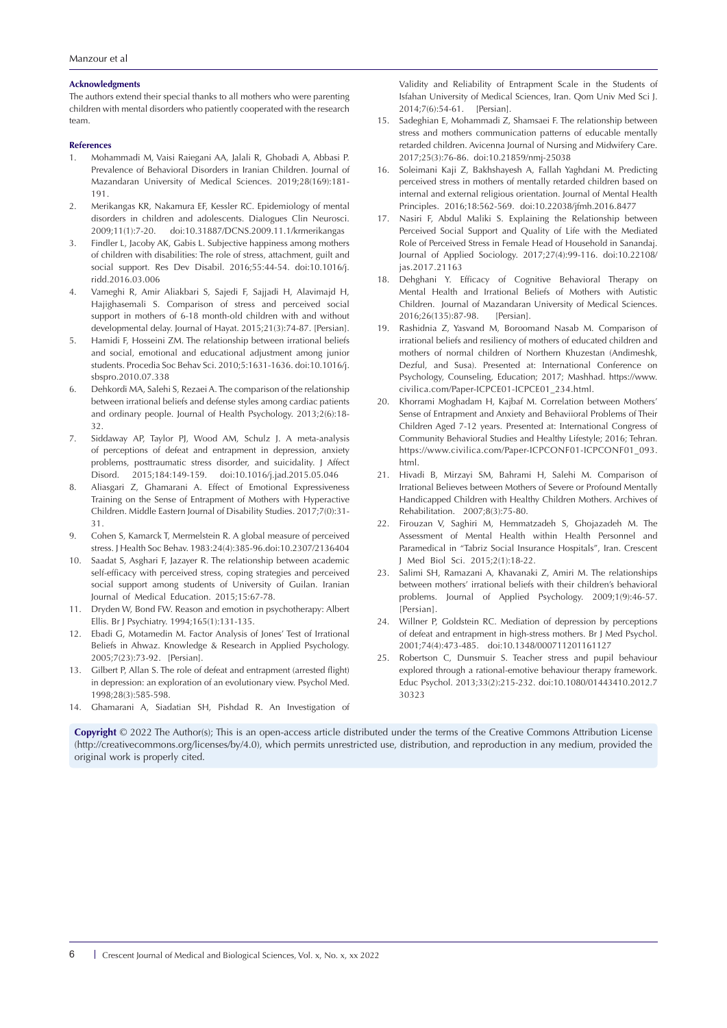### Acknowledgments

The authors extend their special thanks to all mothers who were parenting children with mental disorders who patiently cooperated with the research team.

### References

1. Mohammadi M, Vaisi Raiegani AA, Jalali R, Ghobadi A, Abbasi P. Prevalence of Behavioral Disorders in Iranian Children. Journal of Mazandaran University of Medical Sciences. 2019;28(169):181-191.
2. Merikangas KR, Nakamura EF, Kessler RC. Epidemiology of mental disorders in children and adolescents. Dialogues Clin Neurosci. 2009;11(1):7-20. doi:10.31887/DCNS.2009.11.1/krmerikangas
3. Findler L, Jacoby AK, Gabis L. Subjective happiness among mothers of children with disabilities: The role of stress, attachment, guilt and social support. Res Dev Disabil. 2016;55:44-54. doi:10.1016/j.ridd.2016.03.006
4. Vameghi R, Amir Aliakbari S, Sajedi F, Sajjadi H, Alavimajd H, Hajighasemali S. Comparison of stress and perceived social support in mothers of 6-18 month-old children with and without developmental delay. Journal of Hayat. 2015;21(3):74-87. [Persian].
5. Hamidi F, Hosseini ZM. The relationship between irrational beliefs and social, emotional and educational adjustment among junior students. Procedia Soc Behav Sci. 2010;5:1631-1636. doi:10.1016/j.sbspro.2010.07.338
6. Dehkordi MA, Salehi S, Rezaei A. The comparison of the relationship between irrational beliefs and defense styles among cardiac patients and ordinary people. Journal of Health Psychology. 2013;2(6):18-32.
7. Siddaway AP, Taylor PJ, Wood AM, Schulz J. A meta-analysis of perceptions of defeat and entrapment in depression, anxiety problems, posttraumatic stress disorder, and suicidality. J Affect Disord. 2015;184:149-159. doi:10.1016/j.jad.2015.05.046
8. Aliasgari Z, Ghamarani A. Effect of Emotional Expressiveness Training on the Sense of Entrapment of Mothers with Hyperactive Children. Middle Eastern Journal of Disability Studies. 2017;7(0):31-31.
9. Cohen S, Kamarck T, Mermelstein R. A global measure of perceived stress. J Health Soc Behav. 1983:24(4):385-96.doi:10.2307/2136404
10. Saadat S, Asghari F, Jazayer R. The relationship between academic self-efficacy with perceived stress, coping strategies and perceived social support among students of University of Guilan. Iranian Journal of Medical Education. 2015;15:67-78.
11. Dryden W, Bond FW. Reason and emotion in psychotherapy: Albert Ellis. Br J Psychiatry. 1994;165(1):131-135.
12. Ebadi G, Motamedin M. Factor Analysis of Jones' Test of Irrational Beliefs in Ahwaz. Knowledge & Research in Applied Psychology. 2005;7(23):73-92. [Persian].
13. Gilbert P, Allan S. The role of defeat and entrapment (arrested flight) in depression: an exploration of an evolutionary view. Psychol Med. 1998;28(3):585-598.
14. Ghamarani A, Siadatian SH, Pishdad R. An Investigation of Validity and Reliability of Entrapment Scale in the Students of Isfahan University of Medical Sciences, Iran. Qom Univ Med Sci J. 2014;7(6):54-61. [Persian].
15. Sadeghian E, Mohammadi Z, Shamsaei F. The relationship between stress and mothers communication patterns of educable mentally retarded children. Avicenna Journal of Nursing and Midwifery Care. 2017;25(3):76-86. doi:10.21859/nmj-25038
16. Soleimani Kaji Z, Bakhshayesh A, Fallah Yaghdani M. Predicting perceived stress in mothers of mentally retarded children based on internal and external religious orientation. Journal of Mental Health Principles. 2016;18:562-569. doi:10.22038/jfmh.2016.8477
17. Nasiri F, Abdul Maliki S. Explaining the Relationship between Perceived Social Support and Quality of Life with the Mediated Role of Perceived Stress in Female Head of Household in Sanandaj. Journal of Applied Sociology. 2017;27(4):99-116. doi:10.22108/jas.2017.21163
18. Dehghani Y. Efficacy of Cognitive Behavioral Therapy on Mental Health and Irrational Beliefs of Mothers with Autistic Children. Journal of Mazandaran University of Medical Sciences. 2016;26(135):87-98. [Persian].
19. Rashidnia Z, Yasvand M, Boroomand Nasab M. Comparison of irrational beliefs and resiliency of mothers of educated children and mothers of normal children of Northern Khuzestan (Andimeshk, Dezful, and Susa). Presented at: International Conference on Psychology, Counseling, Education; 2017; Mashhad. https://www.civilica.com/Paper-ICPCE01-ICPCE01_234.html.
20. Khorrami Moghadam H, Kajbaf M. Correlation between Mothers' Sense of Entrapment and Anxiety and Behaviioral Problems of Their Children Aged 7-12 years. Presented at: International Congress of Community Behavioral Studies and Healthy Lifestyle; 2016; Tehran. https://www.civilica.com/Paper-ICPCONF01-ICPCONF01_093.html.
21. Hivadi B, Mirzayi SM, Bahrami H, Salehi M. Comparison of Irrational Believes between Mothers of Severe or Profound Mentally Handicapped Children with Healthy Children Mothers. Archives of Rehabilitation. 2007;8(3):75-80.
22. Firouzan V, Saghiri M, Hemmatzadeh S, Ghojazadeh M. The Assessment of Mental Health within Health Personnel and Paramedical in "Tabriz Social Insurance Hospitals", Iran. Crescent J Med Biol Sci. 2015;2(1):18-22.
23. Salimi SH, Ramazani A, Khavanaki Z, Amiri M. The relationships between mothers' irrational beliefs with their children's behavioral problems. Journal of Applied Psychology. 2009;1(9):46-57. [Persian].
24. Willner P, Goldstein RC. Mediation of depression by perceptions of defeat and entrapment in high-stress mothers. Br J Med Psychol. 2001;74(4):473-485. doi:10.1348/000711201161127
25. Robertson C, Dunsmuir S. Teacher stress and pupil behaviour explored through a rational-emotive behaviour therapy framework. Educ Psychol. 2013;33(2):215-232. doi:10.1080/01443410.2012.730323

**Copyright** © 2022 The Author(s); This is an open-access article distributed under the terms of the Creative Commons Attribution License (http://creativecommons.org/licenses/by/4.0), which permits unrestricted use, distribution, and reproduction in any medium, provided the original work is properly cited.